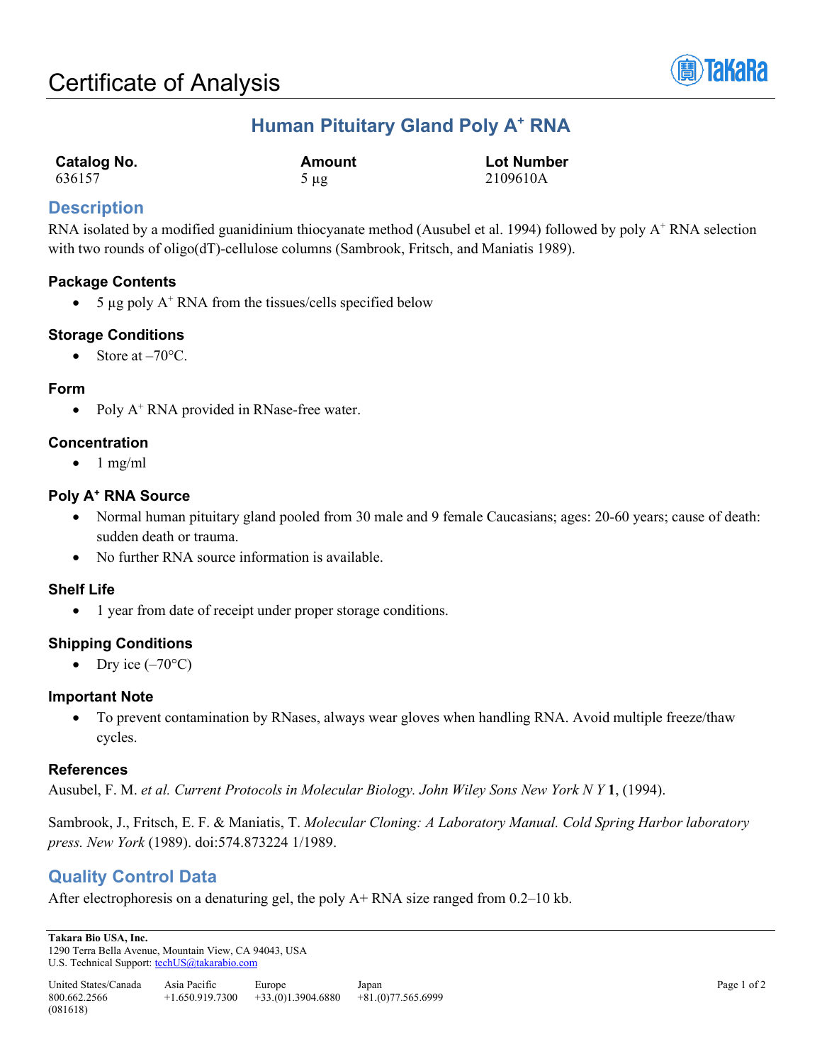# Certificate of Analysis

## Human Pituitary Gland Poly A$^{+}$ RNA

| Catalog No. | Amount | Lot Number |
|---|---|---|
| 636157 | 5 µg | 2109610A |

## Description

RNA isolated by a modified guanidinium thiocyanate method (Ausubel et al. 1994) followed by poly A$^{+}$ RNA selection with two rounds of oligo(dT)-cellulose columns (Sambrook, Fritsch, and Maniatis 1989).

### Package Contents

- 5 µg poly A$^{+}$ RNA from the tissues/cells specified below

### Storage Conditions

- Store at –70°C.

### Form

- Poly A$^{+}$ RNA provided in RNase-free water.

### Concentration

- 1 mg/ml

### Poly A$^{+}$ RNA Source

- Normal human pituitary gland pooled from 30 male and 9 female Caucasians; ages: 20-60 years; cause of death: sudden death or trauma.
- No further RNA source information is available.

### Shelf Life

- 1 year from date of receipt under proper storage conditions.

### Shipping Conditions

- Dry ice (–70°C)

### Important Note

- To prevent contamination by RNases, always wear gloves when handling RNA. Avoid multiple freeze/thaw cycles.

### References

Ausubel, F. M. *et al. Current Protocols in Molecular Biology. John Wiley Sons New York N Y* **1**, (1994).

Sambrook, J., Fritsch, E. F. & Maniatis, T. *Molecular Cloning: A Laboratory Manual. Cold Spring Harbor laboratory press. New York* (1989). doi:574.873224 1/1989.

## Quality Control Data

After electrophoresis on a denaturing gel, the poly A+ RNA size ranged from 0.2–10 kb.

**Takara Bio USA, Inc.**
1290 Terra Bella Avenue, Mountain View, CA 94043, USA
U.S. Technical Support: techUS@takarabio.com

| United States/Canada | Asia Pacific | Europe | Japan |
|---|---|---|---|
| 800.662.2566 | +1.650.919.7300 | +33.(0)1.3904.6880 | +81.(0)77.565.6999 |

(081618)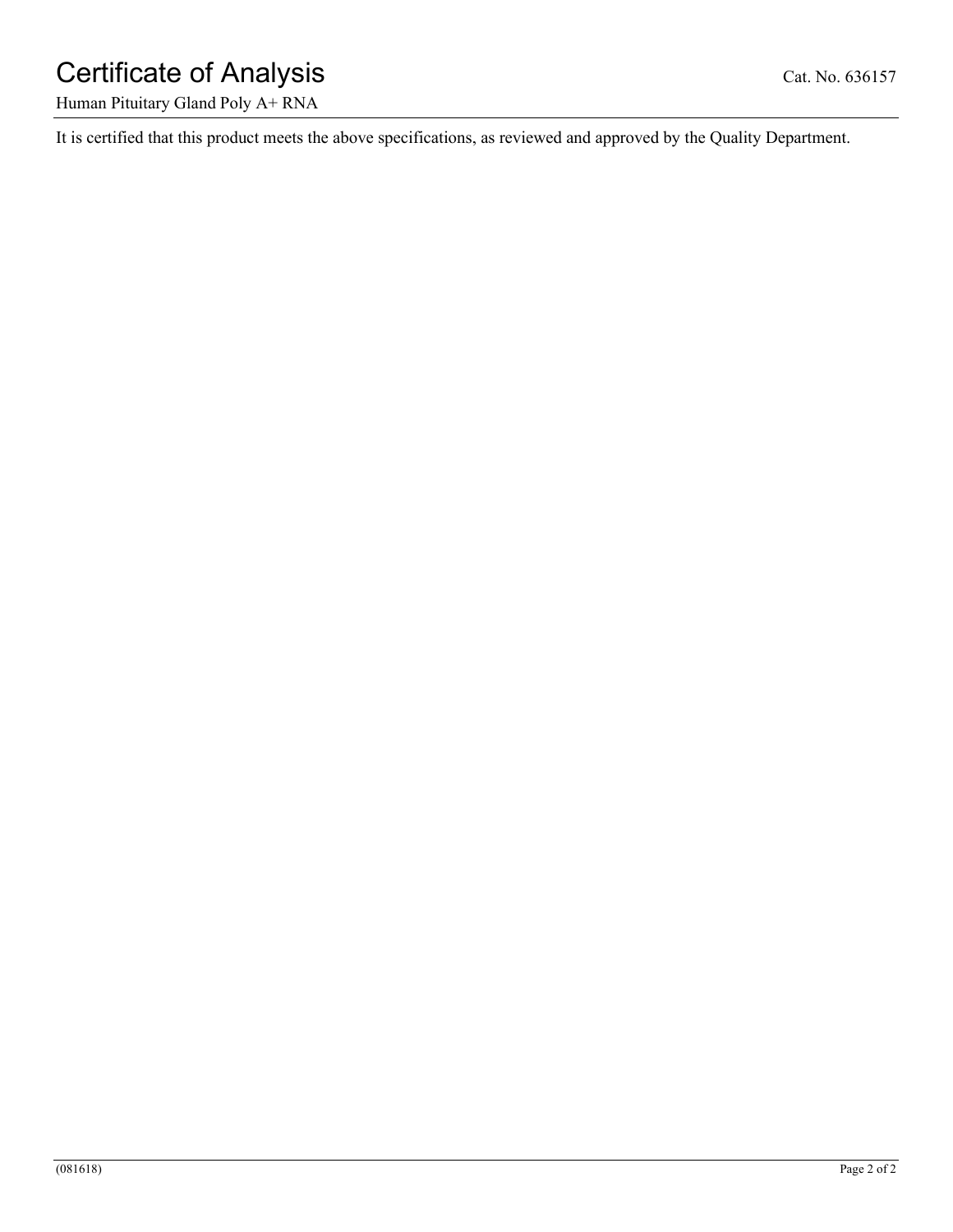It is certified that this product meets the above specifications, as reviewed and approved by the Quality Department.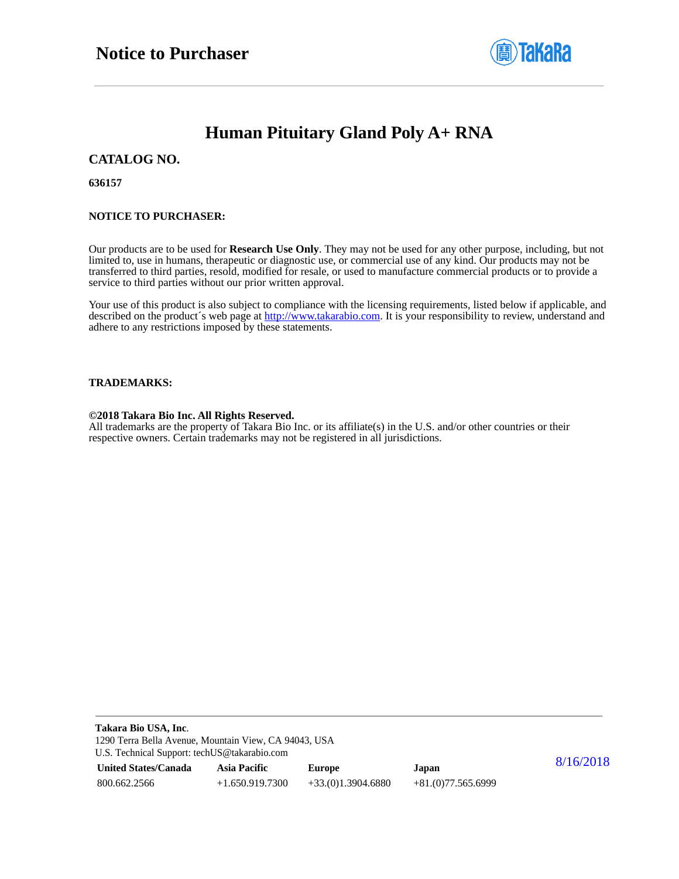# Notice to Purchaser

## Human Pituitary Gland Poly A+ RNA

### CATALOG NO.

**636157**

**NOTICE TO PURCHASER:**

Our products are to be used for **Research Use Only**. They may not be used for any other purpose, including, but not limited to, use in humans, therapeutic or diagnostic use, or commercial use of any kind. Our products may not be transferred to third parties, resold, modified for resale, or used to manufacture commercial products or to provide a service to third parties without our prior written approval.

Your use of this product is also subject to compliance with the licensing requirements, listed below if applicable, and described on the product´s web page at http://www.takarabio.com. It is your responsibility to review, understand and adhere to any restrictions imposed by these statements.

**TRADEMARKS:**

**©2018 Takara Bio Inc. All Rights Reserved.**
All trademarks are the property of Takara Bio Inc. or its affiliate(s) in the U.S. and/or other countries or their respective owners. Certain trademarks may not be registered in all jurisdictions.

**Takara Bio USA, Inc**.
1290 Terra Bella Avenue, Mountain View, CA 94043, USA
U.S. Technical Support: techUS@takarabio.com

| United States/Canada | Asia Pacific | Europe | Japan |
| --- | --- | --- | --- |
| 800.662.2566 | +1.650.919.7300 | +33.(0)1.3904.6880 | +81.(0)77.565.6999 |

8/16/2018